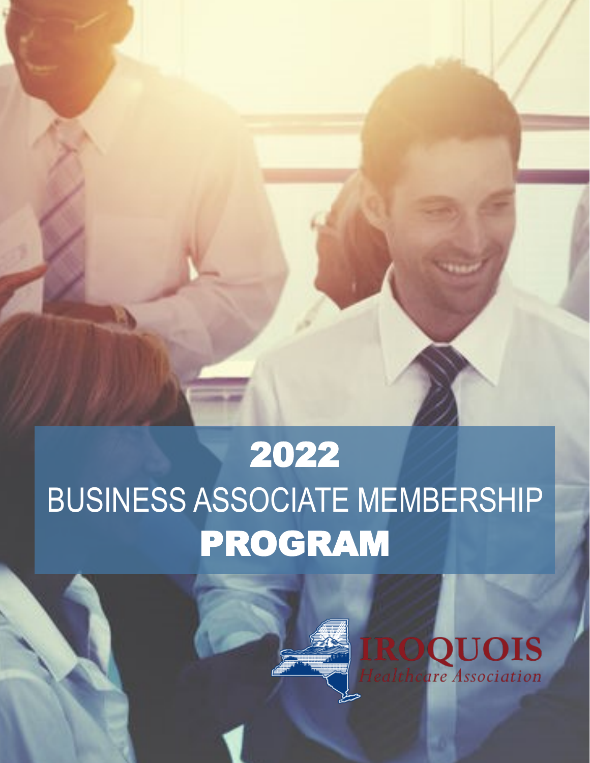# 2022

# BUSINESS ASSOCIATE MEMBERSHIP PROGRAM

IROQUOIS
*Healthcare Association*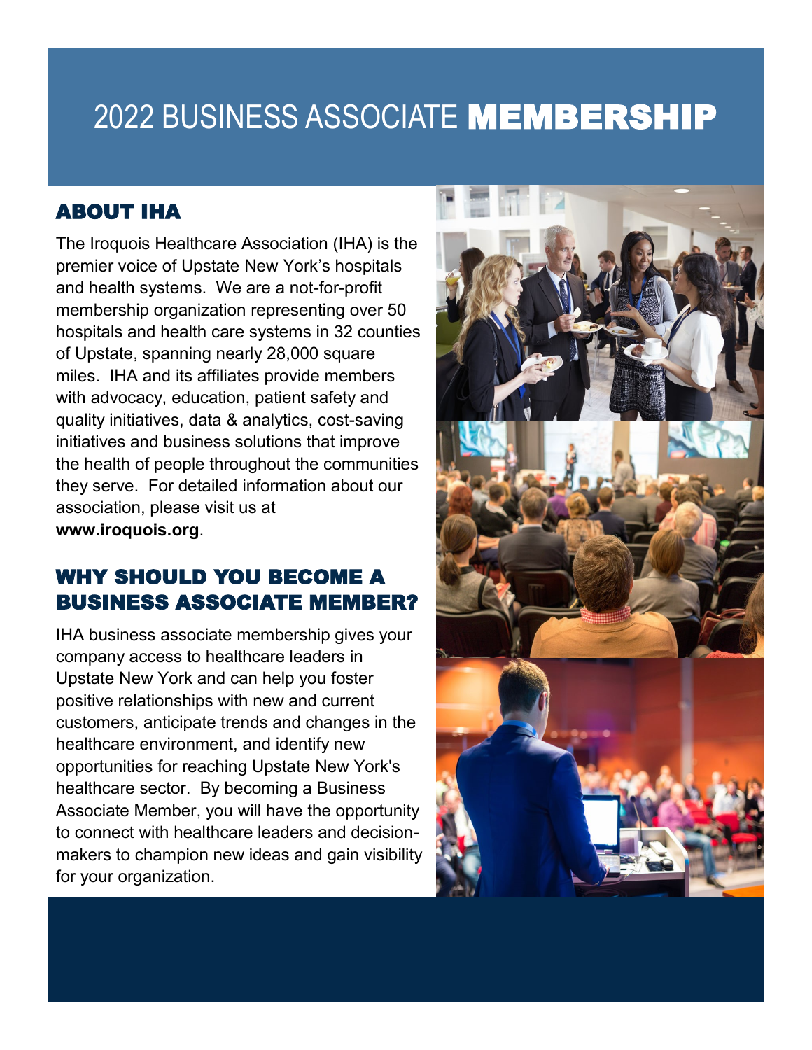# 2022 BUSINESS ASSOCIATE **MEMBERSHIP**

## ABOUT IHA

The Iroquois Healthcare Association (IHA) is the premier voice of Upstate New York's hospitals and health systems. We are a not-for-profit membership organization representing over 50 hospitals and health care systems in 32 counties of Upstate, spanning nearly 28,000 square miles. IHA and its affiliates provide members with advocacy, education, patient safety and quality initiatives, data & analytics, cost-saving initiatives and business solutions that improve the health of people throughout the communities they serve. For detailed information about our association, please visit us at **www.iroquois.org**.

## WHY SHOULD YOU BECOME A BUSINESS ASSOCIATE MEMBER?

IHA business associate membership gives your company access to healthcare leaders in Upstate New York and can help you foster positive relationships with new and current customers, anticipate trends and changes in the healthcare environment, and identify new opportunities for reaching Upstate New York's healthcare sector. By becoming a Business Associate Member, you will have the opportunity to connect with healthcare leaders and decision-makers to champion new ideas and gain visibility for your organization.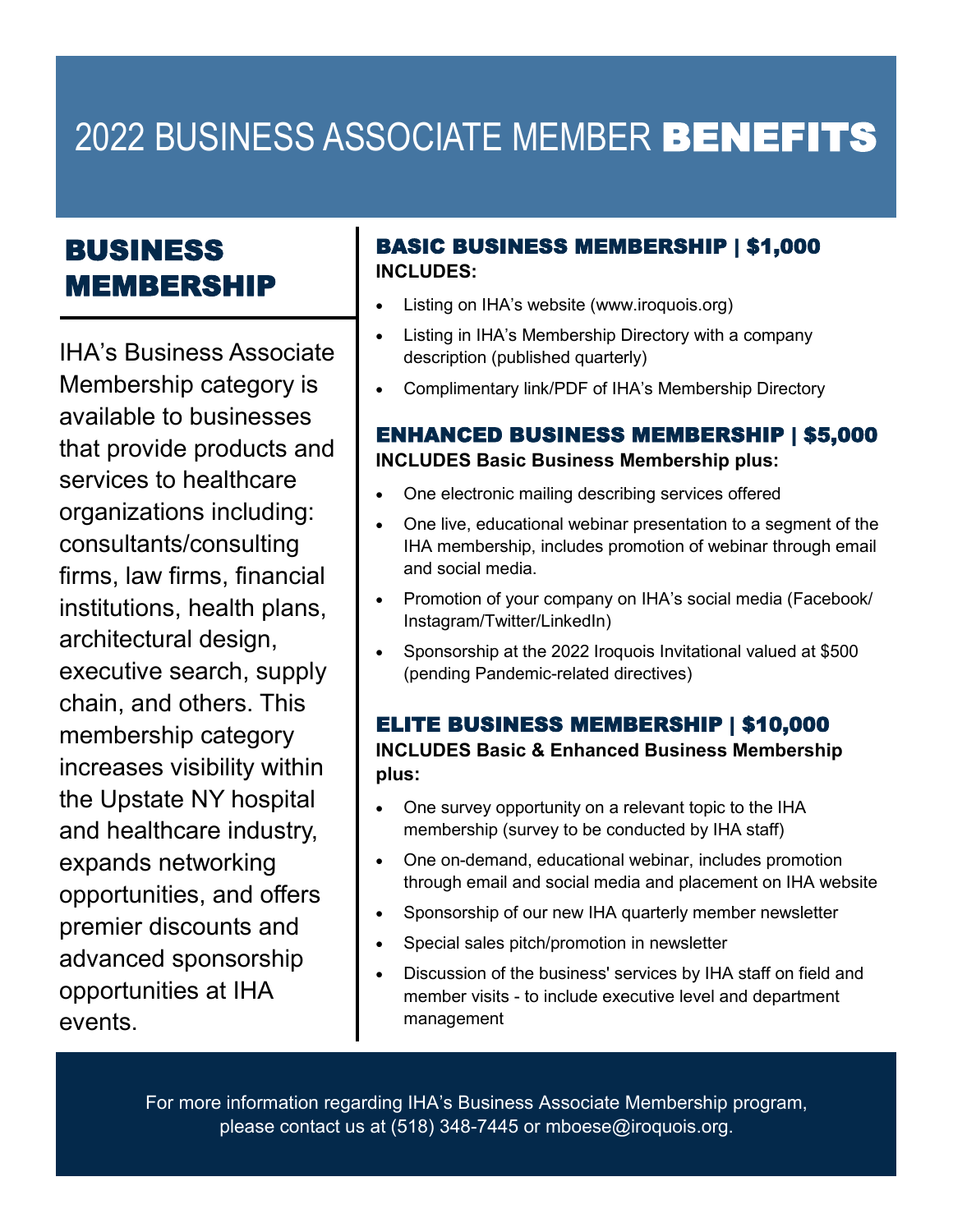# 2022 BUSINESS ASSOCIATE MEMBER **BENEFITS**

## BUSINESS MEMBERSHIP

IHA's Business Associate Membership category is available to businesses that provide products and services to healthcare organizations including: consultants/consulting firms, law firms, financial institutions, health plans, architectural design, executive search, supply chain, and others. This membership category increases visibility within the Upstate NY hospital and healthcare industry, expands networking opportunities, and offers premier discounts and advanced sponsorship opportunities at IHA events.

### BASIC BUSINESS MEMBERSHIP | $1,000

**INCLUDES:**

- Listing on IHA's website (www.iroquois.org)
- Listing in IHA's Membership Directory with a company description (published quarterly)
- Complimentary link/PDF of IHA's Membership Directory

### ENHANCED BUSINESS MEMBERSHIP | $5,000

**INCLUDES Basic Business Membership plus:**

- One electronic mailing describing services offered
- One live, educational webinar presentation to a segment of the IHA membership, includes promotion of webinar through email and social media.
- Promotion of your company on IHA's social media (Facebook/ Instagram/Twitter/LinkedIn)
- Sponsorship at the 2022 Iroquois Invitational valued at $500 (pending Pandemic-related directives)

### ELITE BUSINESS MEMBERSHIP | $10,000

**INCLUDES Basic & Enhanced Business Membership plus:**

- One survey opportunity on a relevant topic to the IHA membership (survey to be conducted by IHA staff)
- One on-demand, educational webinar, includes promotion through email and social media and placement on IHA website
- Sponsorship of our new IHA quarterly member newsletter
- Special sales pitch/promotion in newsletter
- Discussion of the business' services by IHA staff on field and member visits - to include executive level and department management

For more information regarding IHA's Business Associate Membership program, please contact us at (518) 348-7445 or mboese@iroquois.org.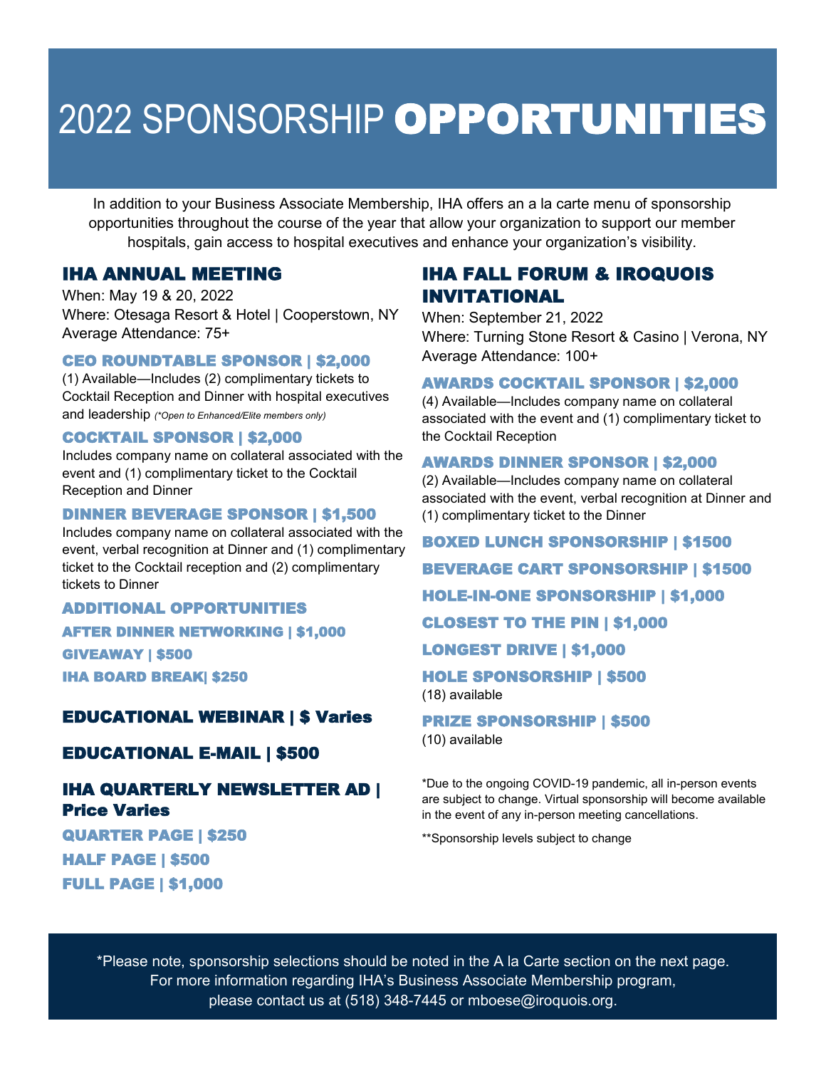# 2022 SPONSORSHIP **OPPORTUNITIES**

In addition to your Business Associate Membership, IHA offers an a la carte menu of sponsorship opportunities throughout the course of the year that allow your organization to support our member hospitals, gain access to hospital executives and enhance your organization's visibility.

## IHA ANNUAL MEETING

When: May 19 & 20, 2022
Where: Otesaga Resort & Hotel | Cooperstown, NY
Average Attendance: 75+

### CEO ROUNDTABLE SPONSOR | $2,000

(1) Available—Includes (2) complimentary tickets to Cocktail Reception and Dinner with hospital executives and leadership *(*Open to Enhanced/Elite members only)*

### COCKTAIL SPONSOR | $2,000

Includes company name on collateral associated with the event and (1) complimentary ticket to the Cocktail Reception and Dinner

### DINNER BEVERAGE SPONSOR | $1,500

Includes company name on collateral associated with the event, verbal recognition at Dinner and (1) complimentary ticket to the Cocktail reception and (2) complimentary tickets to Dinner

### ADDITIONAL OPPORTUNITIES

### AFTER DINNER NETWORKING | $1,000

### GIVEAWAY | $500

### IHA BOARD BREAK| $250

## EDUCATIONAL WEBINAR | $ Varies

## EDUCATIONAL E-MAIL | $500

## IHA QUARTERLY NEWSLETTER AD | Price Varies

### QUARTER PAGE | $250

### HALF PAGE | $500

### FULL PAGE | $1,000

## IHA FALL FORUM & IROQUOIS INVITATIONAL

When: September 21, 2022
Where: Turning Stone Resort & Casino | Verona, NY
Average Attendance: 100+

### AWARDS COCKTAIL SPONSOR | $2,000

(4) Available—Includes company name on collateral associated with the event and (1) complimentary ticket to the Cocktail Reception

### AWARDS DINNER SPONSOR | $2,000

(2) Available—Includes company name on collateral associated with the event, verbal recognition at Dinner and (1) complimentary ticket to the Dinner

### BOXED LUNCH SPONSORSHIP | $1500

### BEVERAGE CART SPONSORSHIP | $1500

### HOLE-IN-ONE SPONSORSHIP | $1,000

### CLOSEST TO THE PIN | $1,000

### LONGEST DRIVE | $1,000

### HOLE SPONSORSHIP | $500

(18) available

### PRIZE SPONSORSHIP | $500

(10) available

*Due to the ongoing COVID-19 pandemic, all in-person events are subject to change. Virtual sponsorship will become available in the event of any in-person meeting cancellations.

**Sponsorship levels subject to change

*Please note, sponsorship selections should be noted in the A la Carte section on the next page.
For more information regarding IHA's Business Associate Membership program, please contact us at (518) 348-7445 or mboese@iroquois.org.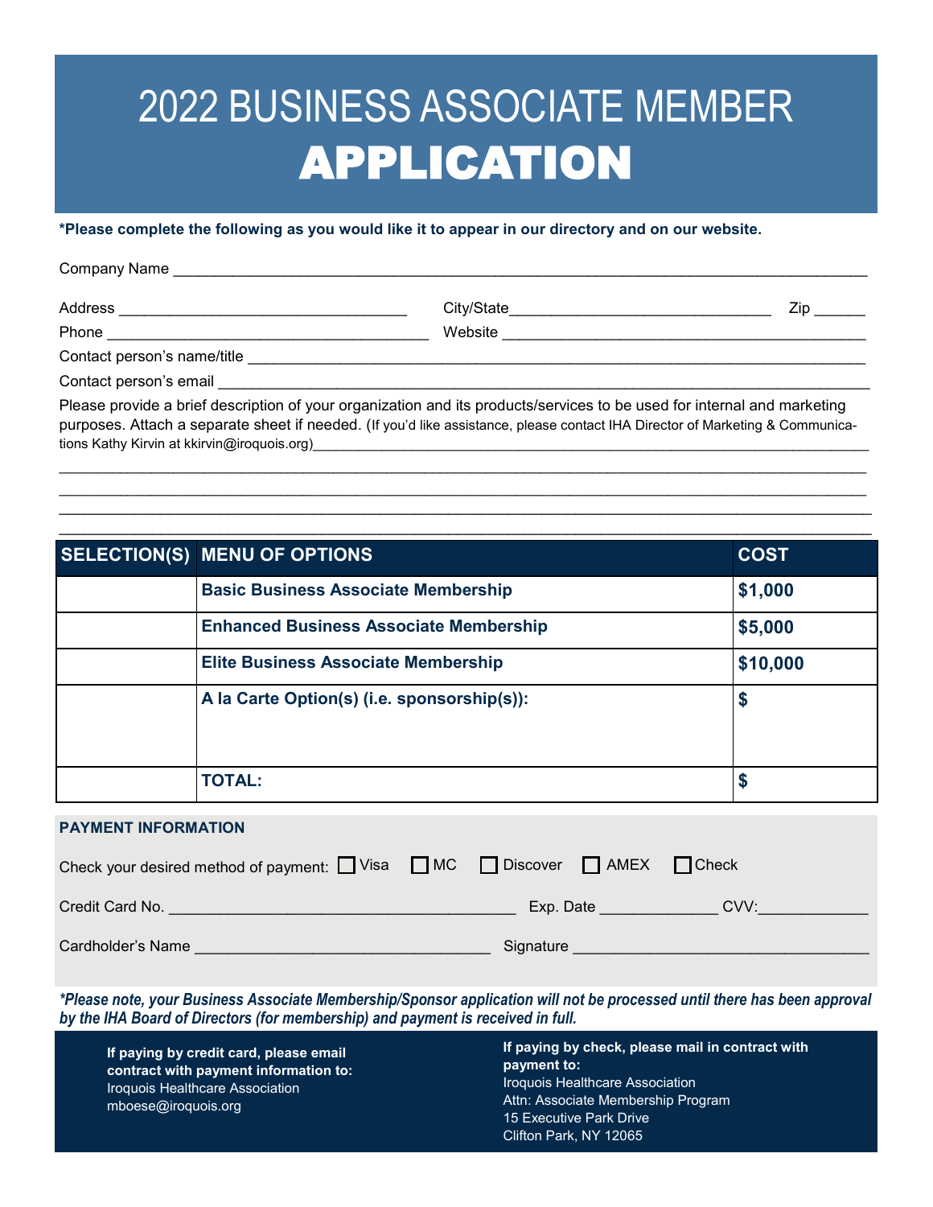# 2022 BUSINESS ASSOCIATE MEMBER

# APPLICATION

**\*Please complete the following as you would like it to appear in our directory and on our website.**

Company Name ____________________________________________________________________________

Address ________________________________ City/State ____________________________ Zip ______

Phone ___________________________________ Website _________________________________________

Contact person's name/title _______________________________________________________________

Contact person's email ____________________________________________________________________

Please provide a brief description of your organization and its products/services to be used for internal and marketing purposes. Attach a separate sheet if needed. (If you'd like assistance, please contact IHA Director of Marketing & Communications Kathy Kirvin at kkirvin@iroquois.org)____________________________________________________________

______________________________________________________________________________________

______________________________________________________________________________________

______________________________________________________________________________________

______________________________________________________________________________________

| SELECTION(S) | MENU OF OPTIONS | COST |
|---|---|---|
| | **Basic Business Associate Membership** | **$1,000** |
| | **Enhanced Business Associate Membership** | **$5,000** |
| | **Elite Business Associate Membership** | **$10,000** |
| | **A la Carte Option(s) (i.e. sponsorship(s)):** | **$** |
| | **TOTAL:** | **$** |

## PAYMENT INFORMATION

Check your desired method of payment: ☐ Visa ☐ MC ☐ Discover ☐ AMEX ☐ Check

Credit Card No. ________________________________________ Exp. Date _____________ CVV:____________

Cardholder's Name __________________________________ Signature __________________________________

***\*Please note, your Business Associate Membership/Sponsor application will not be processed until there has been approval by the IHA Board of Directors (for membership) and payment is received in full.***

**If paying by credit card, please email contract with payment information to:**
Iroquois Healthcare Association
mboese@iroquois.org

**If paying by check, please mail in contract with payment to:**
Iroquois Healthcare Association
Attn: Associate Membership Program
15 Executive Park Drive
Clifton Park, NY 12065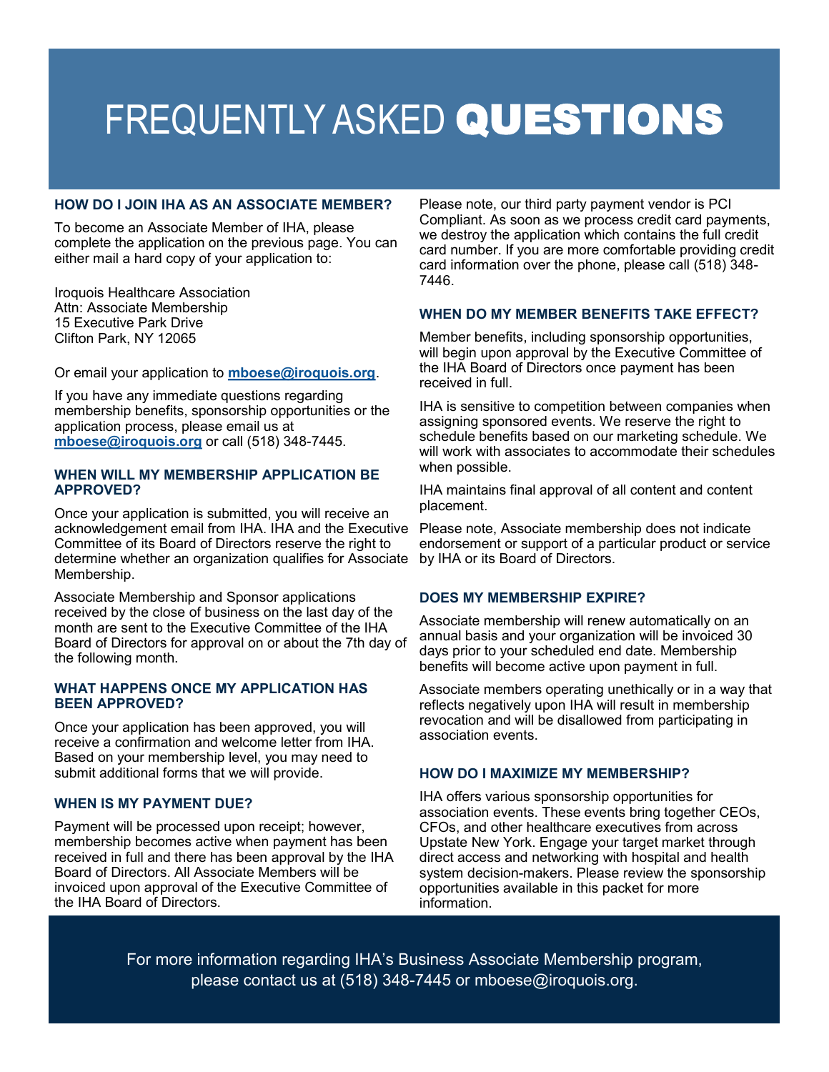# FREQUENTLY ASKED **QUESTIONS**

### HOW DO I JOIN IHA AS AN ASSOCIATE MEMBER?

To become an Associate Member of IHA, please complete the application on the previous page. You can either mail a hard copy of your application to:

Iroquois Healthcare Association
Attn: Associate Membership
15 Executive Park Drive
Clifton Park, NY 12065

Or email your application to **mboese@iroquois.org**.

If you have any immediate questions regarding membership benefits, sponsorship opportunities or the application process, please email us at **mboese@iroquois.org** or call (518) 348-7445.

### WHEN WILL MY MEMBERSHIP APPLICATION BE APPROVED?

Once your application is submitted, you will receive an acknowledgement email from IHA. IHA and the Executive Committee of its Board of Directors reserve the right to determine whether an organization qualifies for Associate Membership.

Associate Membership and Sponsor applications received by the close of business on the last day of the month are sent to the Executive Committee of the IHA Board of Directors for approval on or about the 7th day of the following month.

### WHAT HAPPENS ONCE MY APPLICATION HAS BEEN APPROVED?

Once your application has been approved, you will receive a confirmation and welcome letter from IHA. Based on your membership level, you may need to submit additional forms that we will provide.

### WHEN IS MY PAYMENT DUE?

Payment will be processed upon receipt; however, membership becomes active when payment has been received in full and there has been approval by the IHA Board of Directors. All Associate Members will be invoiced upon approval of the Executive Committee of the IHA Board of Directors.

Please note, our third party payment vendor is PCI Compliant. As soon as we process credit card payments, we destroy the application which contains the full credit card number. If you are more comfortable providing credit card information over the phone, please call (518) 348-7446.

### WHEN DO MY MEMBER BENEFITS TAKE EFFECT?

Member benefits, including sponsorship opportunities, will begin upon approval by the Executive Committee of the IHA Board of Directors once payment has been received in full.

IHA is sensitive to competition between companies when assigning sponsored events. We reserve the right to schedule benefits based on our marketing schedule. We will work with associates to accommodate their schedules when possible.

IHA maintains final approval of all content and content placement.

Please note, Associate membership does not indicate endorsement or support of a particular product or service by IHA or its Board of Directors.

### DOES MY MEMBERSHIP EXPIRE?

Associate membership will renew automatically on an annual basis and your organization will be invoiced 30 days prior to your scheduled end date. Membership benefits will become active upon payment in full.

Associate members operating unethically or in a way that reflects negatively upon IHA will result in membership revocation and will be disallowed from participating in association events.

### HOW DO I MAXIMIZE MY MEMBERSHIP?

IHA offers various sponsorship opportunities for association events. These events bring together CEOs, CFOs, and other healthcare executives from across Upstate New York. Engage your target market through direct access and networking with hospital and health system decision-makers. Please review the sponsorship opportunities available in this packet for more information.

For more information regarding IHA's Business Associate Membership program, please contact us at (518) 348-7445 or mboese@iroquois.org.